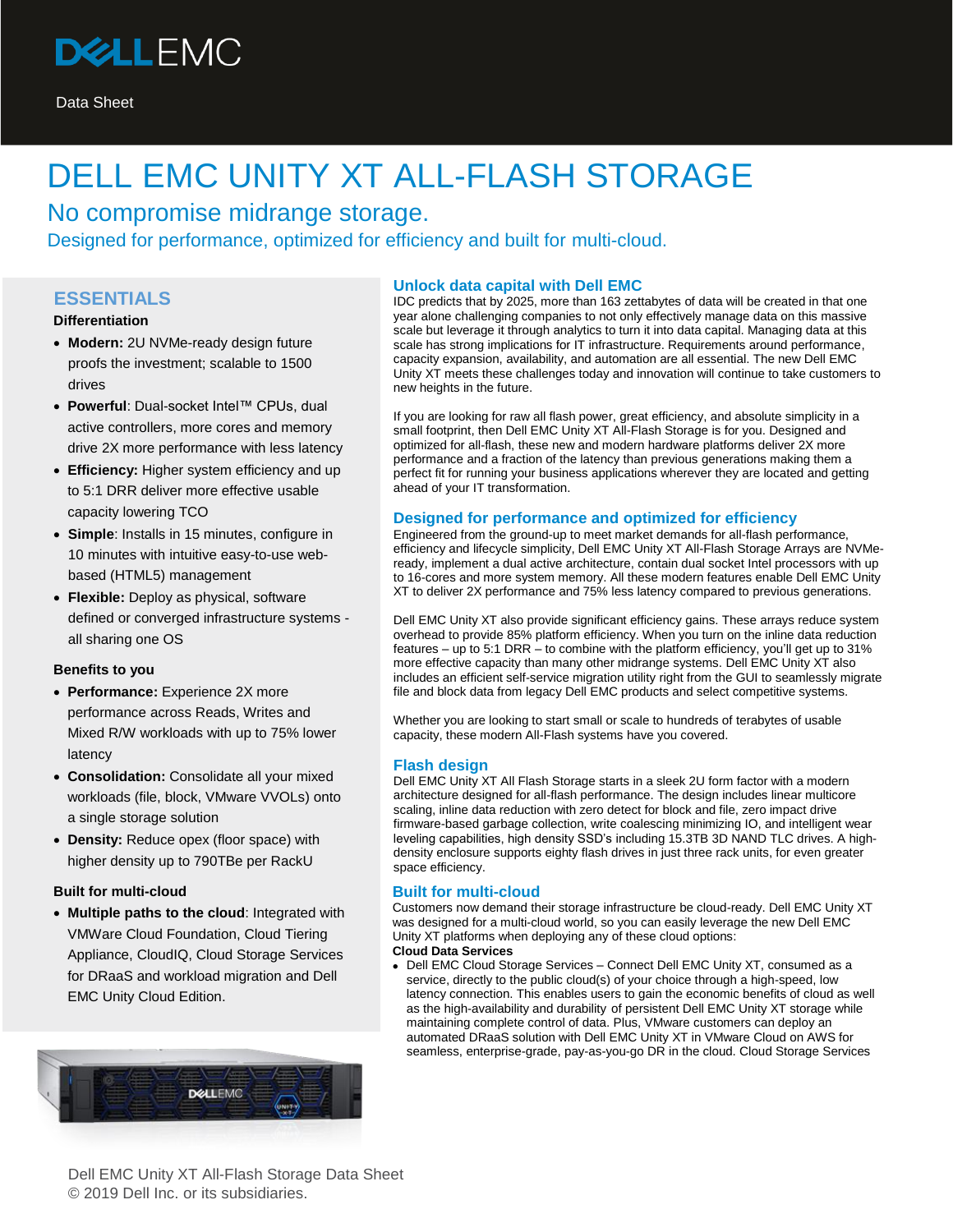DELL EMC

Data Sheet

# DELL EMC UNITY XT ALL-FLASH STORAGE

## No compromise midrange storage.

### Designed for performance, optimized for efficiency and built for multi-cloud.

## ESSENTIALS

**Differentiation**

- **Modern:** 2U NVMe-ready design future proofs the investment; scalable to 1500 drives
- **Powerful**: Dual-socket Intel™ CPUs, dual active controllers, more cores and memory drive 2X more performance with less latency
- **Efficiency:** Higher system efficiency and up to 5:1 DRR deliver more effective usable capacity lowering TCO
- **Simple**: Installs in 15 minutes, configure in 10 minutes with intuitive easy-to-use web-based (HTML5) management
- **Flexible:** Deploy as physical, software defined or converged infrastructure systems - all sharing one OS

**Benefits to you**

- **Performance:** Experience 2X more performance across Reads, Writes and Mixed R/W workloads with up to 75% lower latency
- **Consolidation:** Consolidate all your mixed workloads (file, block, VMware VVOLs) onto a single storage solution
- **Density:** Reduce opex (floor space) with higher density up to 790TBe per RackU

**Built for multi-cloud**

- **Multiple paths to the cloud**: Integrated with VMWare Cloud Foundation, Cloud Tiering Appliance, CloudIQ, Cloud Storage Services for DRaaS and workload migration and Dell EMC Unity Cloud Edition.

### Unlock data capital with Dell EMC

IDC predicts that by 2025, more than 163 zettabytes of data will be created in that one year alone challenging companies to not only effectively manage data on this massive scale but leverage it through analytics to turn it into data capital. Managing data at this scale has strong implications for IT infrastructure. Requirements around performance, capacity expansion, availability, and automation are all essential. The new Dell EMC Unity XT meets these challenges today and innovation will continue to take customers to new heights in the future.

If you are looking for raw all flash power, great efficiency, and absolute simplicity in a small footprint, then Dell EMC Unity XT All-Flash Storage is for you. Designed and optimized for all-flash, these new and modern hardware platforms deliver 2X more performance and a fraction of the latency than previous generations making them a perfect fit for running your business applications wherever they are located and getting ahead of your IT transformation.

### Designed for performance and optimized for efficiency

Engineered from the ground-up to meet market demands for all-flash performance, efficiency and lifecycle simplicity, Dell EMC Unity XT All-Flash Storage Arrays are NVMe-ready, implement a dual active architecture, contain dual socket Intel processors with up to 16-cores and more system memory. All these modern features enable Dell EMC Unity XT to deliver 2X performance and 75% less latency compared to previous generations.

Dell EMC Unity XT also provide significant efficiency gains. These arrays reduce system overhead to provide 85% platform efficiency. When you turn on the inline data reduction features – up to 5:1 DRR – to combine with the platform efficiency, you'll get up to 31% more effective capacity than many other midrange systems. Dell EMC Unity XT also includes an efficient self-service migration utility right from the GUI to seamlessly migrate file and block data from legacy Dell EMC products and select competitive systems.

Whether you are looking to start small or scale to hundreds of terabytes of usable capacity, these modern All-Flash systems have you covered.

### Flash design

Dell EMC Unity XT All Flash Storage starts in a sleek 2U form factor with a modern architecture designed for all-flash performance. The design includes linear multicore scaling, inline data reduction with zero detect for block and file, zero impact drive firmware-based garbage collection, write coalescing minimizing IO, and intelligent wear leveling capabilities, high density SSD's including 15.3TB 3D NAND TLC drives. A high-density enclosure supports eighty flash drives in just three rack units, for even greater space efficiency.

### Built for multi-cloud

Customers now demand their storage infrastructure be cloud-ready. Dell EMC Unity XT was designed for a multi-cloud world, so you can easily leverage the new Dell EMC Unity XT platforms when deploying any of these cloud options:

**Cloud Data Services**

- Dell EMC Cloud Storage Services – Connect Dell EMC Unity XT, consumed as a service, directly to the public cloud(s) of your choice through a high-speed, low latency connection. This enables users to gain the economic benefits of cloud as well as the high-availability and durability of persistent Dell EMC Unity XT storage while maintaining complete control of data. Plus, VMware customers can deploy an automated DRaaS solution with Dell EMC Unity XT in VMware Cloud on AWS for seamless, enterprise-grade, pay-as-you-go DR in the cloud. Cloud Storage Services

Dell EMC Unity XT All-Flash Storage Data Sheet
© 2019 Dell Inc. or its subsidiaries.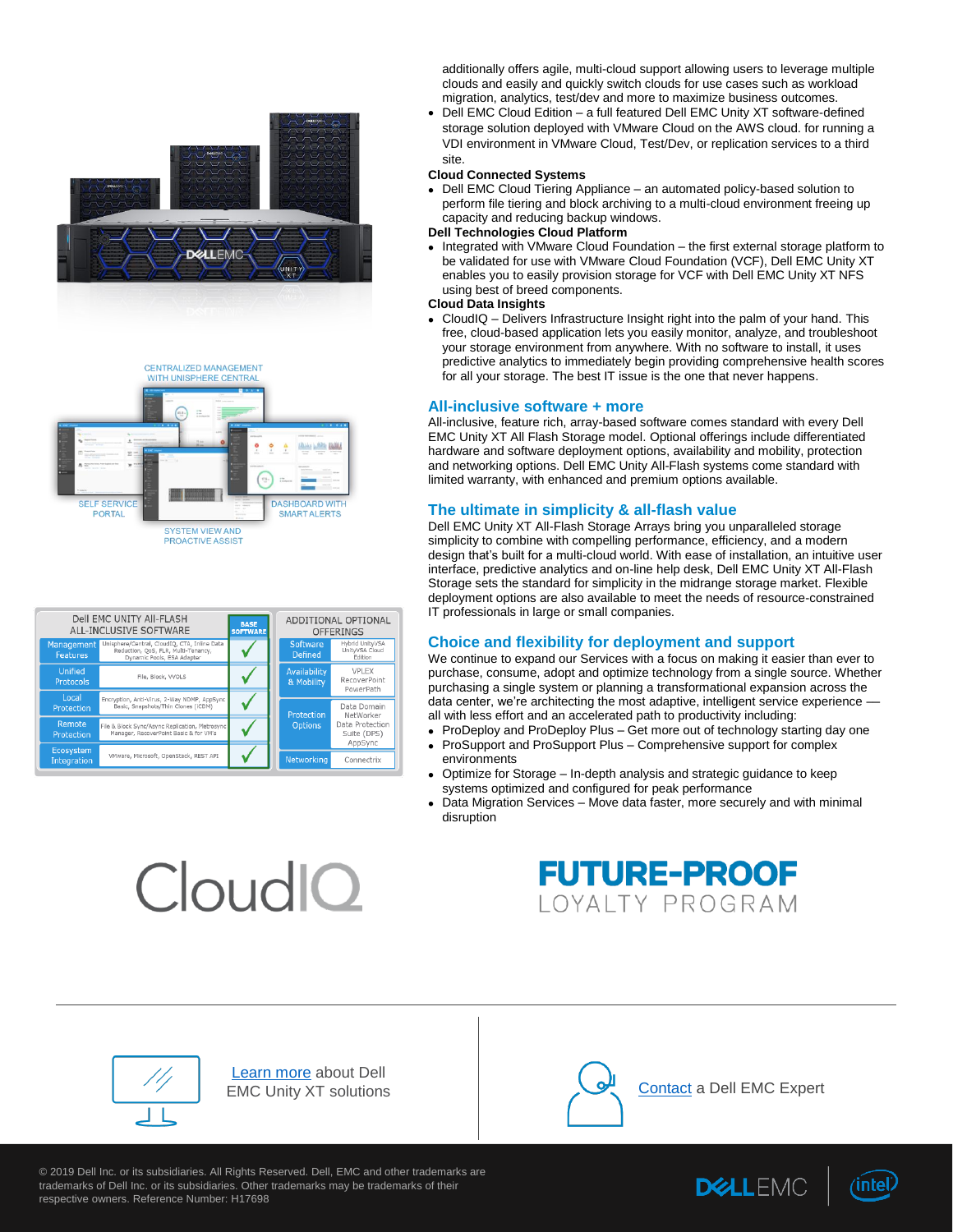CENTRALIZED MANAGEMENT WITH UNISPHERE CENTRAL

SELF SERVICE PORTAL

DASHBOARD WITH SMART ALERTS

SYSTEM VIEW AND PROACTIVE ASSIST

| Dell EMC UNITY All-FLASH ALL-INCLUSIVE SOFTWARE | | BASE SOFTWARE |
|---|---|---|
| Management Features | Unisphere/Central, CloudIQ, CTA, Inline Data Reduction, QoS, FLR, Multi-Tenancy, Dynamic Pools, ESA Adapter | ✓ |
| Unified Protocols | File, Block, VVOLS | ✓ |
| Local Protection | Encryption, Anti-Virus, 2-Way NDMP, AppSync Basic, Snapshots/Thin Clones (iCDM) | ✓ |
| Remote Protection | File & Block Sync/Async Replication, MetroSync Manager, RecoverPoint Basic & for VMs | ✓ |
| Ecosystem Integration | VMware, Microsoft, OpenStack, REST API | ✓ |

| ADDITIONAL OPTIONAL OFFERINGS | |
|---|---|
| Software Defined | Hybrid UnityVSA UnityVSA Cloud Edition |
| Availability & Mobility | VPLEX RecoverPoint PowerPath |
| Protection Options | Data Domain NetWorker Data Protection Suite (DPS) AppSync |
| Networking | Connectrix |

additionally offers agile, multi-cloud support allowing users to leverage multiple clouds and easily and quickly switch clouds for use cases such as workload migration, analytics, test/dev and more to maximize business outcomes.

- Dell EMC Cloud Edition – a full featured Dell EMC Unity XT software-defined storage solution deployed with VMware Cloud on the AWS cloud. for running a VDI environment in VMware Cloud, Test/Dev, or replication services to a third site.

**Cloud Connected Systems**

- Dell EMC Cloud Tiering Appliance – an automated policy-based solution to perform file tiering and block archiving to a multi-cloud environment freeing up capacity and reducing backup windows.

**Dell Technologies Cloud Platform**

- Integrated with VMware Cloud Foundation – the first external storage platform to be validated for use with VMware Cloud Foundation (VCF), Dell EMC Unity XT enables you to easily provision storage for VCF with Dell EMC Unity XT NFS using best of breed components.

**Cloud Data Insights**

- CloudIQ – Delivers Infrastructure Insight right into the palm of your hand. This free, cloud-based application lets you easily monitor, analyze, and troubleshoot your storage environment from anywhere. With no software to install, it uses predictive analytics to immediately begin providing comprehensive health scores for all your storage. The best IT issue is the one that never happens.

## All-inclusive software + more

All-inclusive, feature rich, array-based software comes standard with every Dell EMC Unity XT All Flash Storage model. Optional offerings include differentiated hardware and software deployment options, availability and mobility, protection and networking options. Dell EMC Unity XT All-Flash systems come standard with limited warranty, with enhanced and premium options available.

## The ultimate in simplicity & all-flash value

Dell EMC Unity XT All-Flash Storage Arrays bring you unparalleled storage simplicity to combine with compelling performance, efficiency, and a modern design that's built for a multi-cloud world. With ease of installation, an intuitive user interface, predictive analytics and on-line help desk, Dell EMC Unity XT All-Flash Storage sets the standard for simplicity in the midrange storage market. Flexible deployment options are also available to meet the needs of resource-constrained IT professionals in large or small companies.

## Choice and flexibility for deployment and support

We continue to expand our Services with a focus on making it easier than ever to purchase, consume, adopt and optimize technology from a single source. Whether purchasing a single system or planning a transformational expansion across the data center, we're architecting the most adaptive, intelligent service experience — all with less effort and an accelerated path to productivity including:

- ProDeploy and ProDeploy Plus – Get more out of technology starting day one
- ProSupport and ProSupport Plus – Comprehensive support for complex environments
- Optimize for Storage – In-depth analysis and strategic guidance to keep systems optimized and configured for peak performance
- Data Migration Services – Move data faster, more securely and with minimal disruption

CloudIQ

FUTURE-PROOF LOYALTY PROGRAM

Learn more about Dell EMC Unity XT solutions

Contact a Dell EMC Expert

© 2019 Dell Inc. or its subsidiaries. All Rights Reserved. Dell, EMC and other trademarks are trademarks of Dell Inc. or its subsidiaries. Other trademarks may be trademarks of their respective owners. Reference Number: H17698